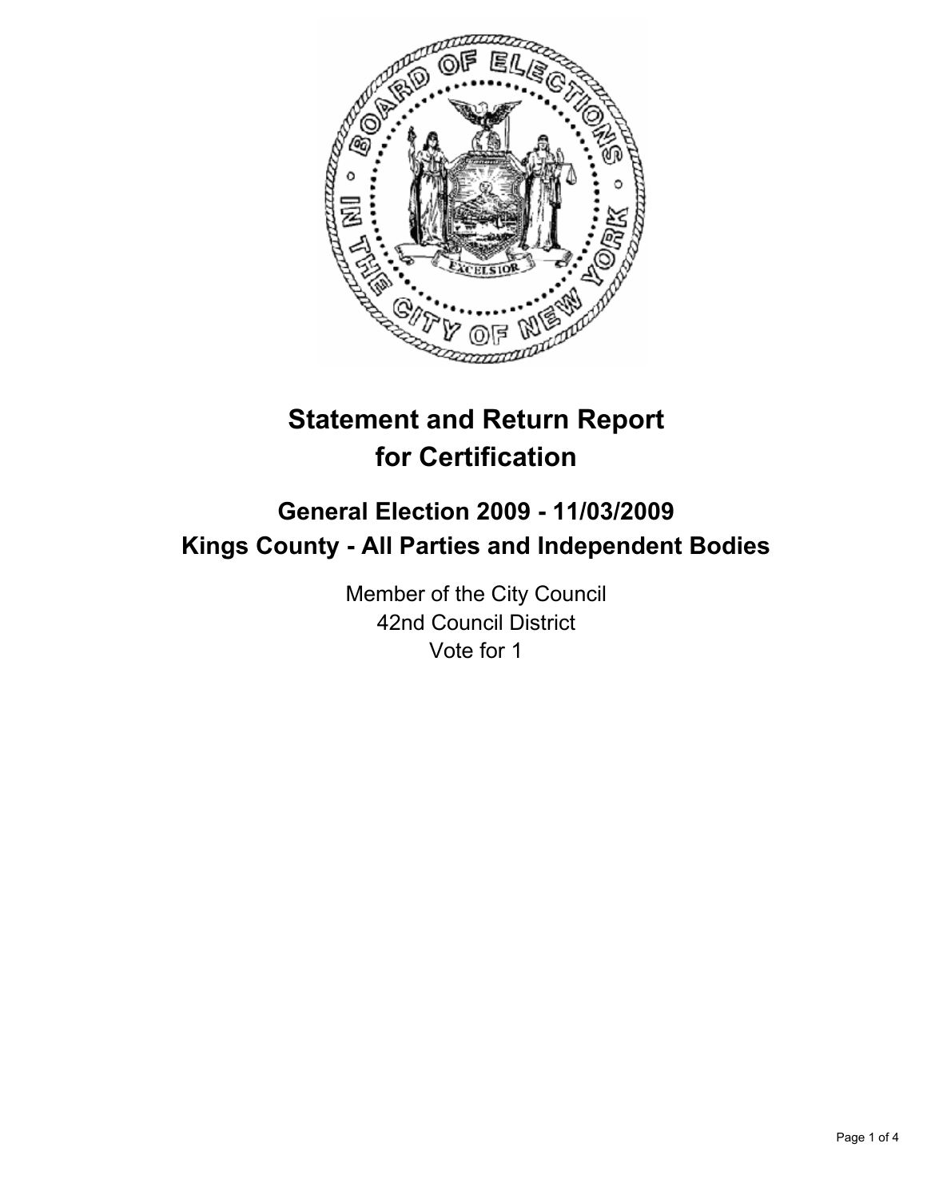# Statement and Return Report for Certification

## General Election 2009 - 11/03/2009
## Kings County - All Parties and Independent Bodies

Member of the City Council
42nd Council District
Vote for 1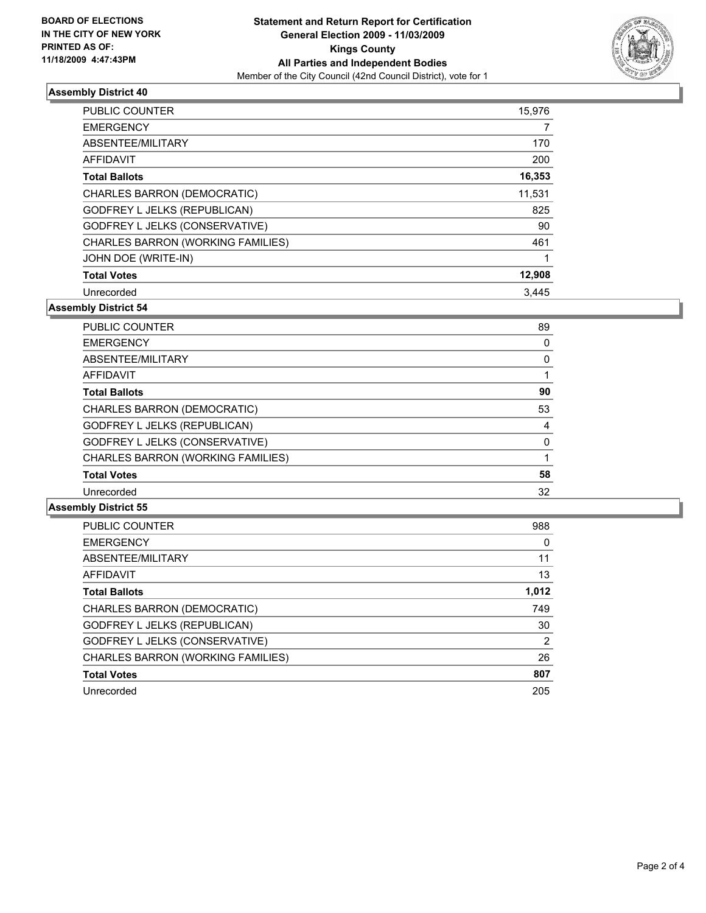**BOARD OF ELECTIONS IN THE CITY OF NEW YORK PRINTED AS OF: 11/18/2009 4:47:43PM**

**Statement and Return Report for Certification General Election 2009 - 11/03/2009 Kings County All Parties and Independent Bodies**

Member of the City Council (42nd Council District), vote for 1

## Assembly District 40

| | |
|---|---|
| PUBLIC COUNTER | 15,976 |
| EMERGENCY | 7 |
| ABSENTEE/MILITARY | 170 |
| AFFIDAVIT | 200 |
| **Total Ballots** | **16,353** |
| CHARLES BARRON (DEMOCRATIC) | 11,531 |
| GODFREY L JELKS (REPUBLICAN) | 825 |
| GODFREY L JELKS (CONSERVATIVE) | 90 |
| CHARLES BARRON (WORKING FAMILIES) | 461 |
| JOHN DOE (WRITE-IN) | 1 |
| **Total Votes** | **12,908** |
| Unrecorded | 3,445 |

## Assembly District 54

| | |
|---|---|
| PUBLIC COUNTER | 89 |
| EMERGENCY | 0 |
| ABSENTEE/MILITARY | 0 |
| AFFIDAVIT | 1 |
| **Total Ballots** | **90** |
| CHARLES BARRON (DEMOCRATIC) | 53 |
| GODFREY L JELKS (REPUBLICAN) | 4 |
| GODFREY L JELKS (CONSERVATIVE) | 0 |
| CHARLES BARRON (WORKING FAMILIES) | 1 |
| **Total Votes** | **58** |
| Unrecorded | 32 |

## Assembly District 55

| | |
|---|---|
| PUBLIC COUNTER | 988 |
| EMERGENCY | 0 |
| ABSENTEE/MILITARY | 11 |
| AFFIDAVIT | 13 |
| **Total Ballots** | **1,012** |
| CHARLES BARRON (DEMOCRATIC) | 749 |
| GODFREY L JELKS (REPUBLICAN) | 30 |
| GODFREY L JELKS (CONSERVATIVE) | 2 |
| CHARLES BARRON (WORKING FAMILIES) | 26 |
| **Total Votes** | **807** |
| Unrecorded | 205 |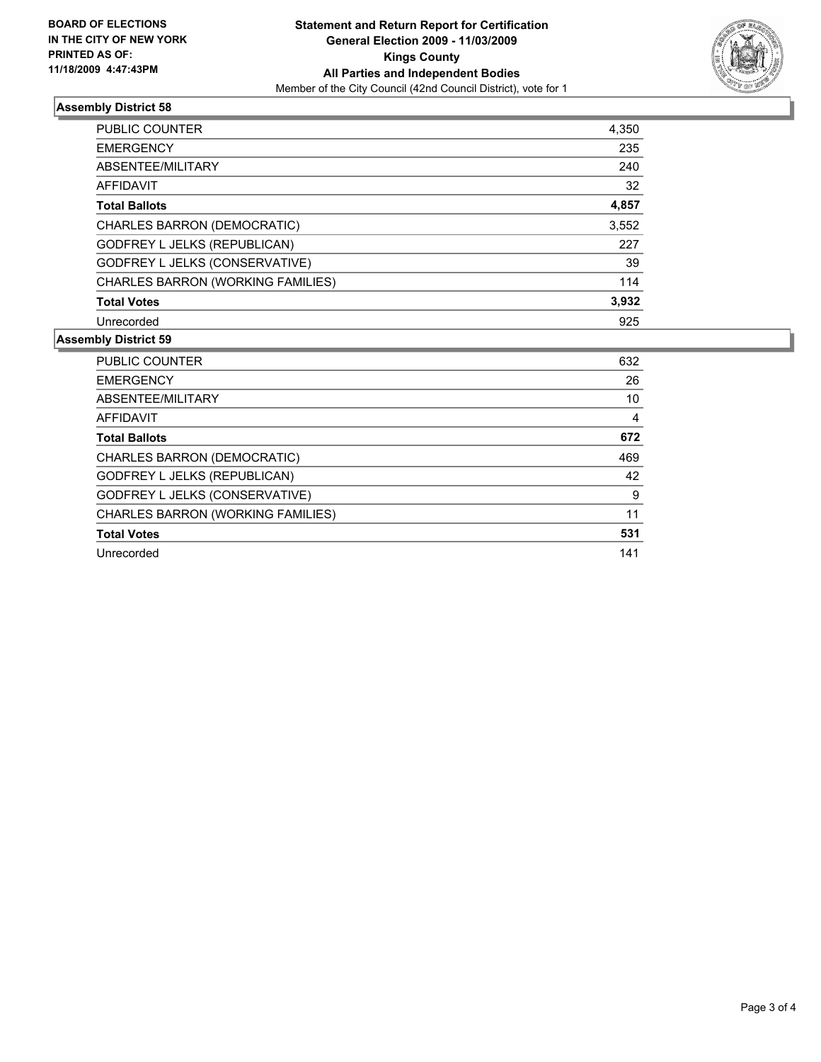**BOARD OF ELECTIONS IN THE CITY OF NEW YORK PRINTED AS OF: 11/18/2009 4:47:43PM**

**Statement and Return Report for Certification**
**General Election 2009 - 11/03/2009**
**Kings County**
**All Parties and Independent Bodies**
Member of the City Council (42nd Council District), vote for 1

## Assembly District 58

| | |
|---|---|
| PUBLIC COUNTER | 4,350 |
| EMERGENCY | 235 |
| ABSENTEE/MILITARY | 240 |
| AFFIDAVIT | 32 |
| **Total Ballots** | **4,857** |
| CHARLES BARRON (DEMOCRATIC) | 3,552 |
| GODFREY L JELKS (REPUBLICAN) | 227 |
| GODFREY L JELKS (CONSERVATIVE) | 39 |
| CHARLES BARRON (WORKING FAMILIES) | 114 |
| **Total Votes** | **3,932** |
| Unrecorded | 925 |

## Assembly District 59

| | |
|---|---|
| PUBLIC COUNTER | 632 |
| EMERGENCY | 26 |
| ABSENTEE/MILITARY | 10 |
| AFFIDAVIT | 4 |
| **Total Ballots** | **672** |
| CHARLES BARRON (DEMOCRATIC) | 469 |
| GODFREY L JELKS (REPUBLICAN) | 42 |
| GODFREY L JELKS (CONSERVATIVE) | 9 |
| CHARLES BARRON (WORKING FAMILIES) | 11 |
| **Total Votes** | **531** |
| Unrecorded | 141 |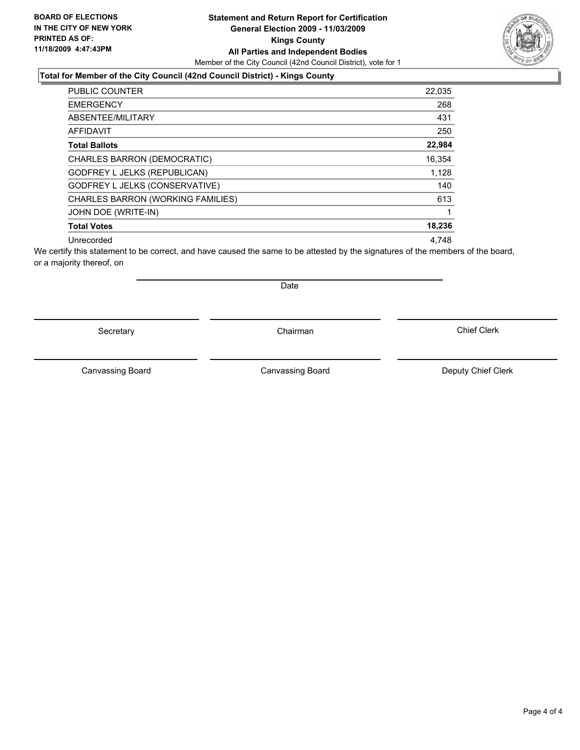**BOARD OF ELECTIONS IN THE CITY OF NEW YORK PRINTED AS OF: 11/18/2009 4:47:43PM**

**Statement and Return Report for Certification**
**General Election 2009 - 11/03/2009**
**Kings County**
**All Parties and Independent Bodies**
Member of the City Council (42nd Council District), vote for 1

**Total for Member of the City Council (42nd Council District) - Kings County**

| | |
|---|---|
| PUBLIC COUNTER | 22,035 |
| EMERGENCY | 268 |
| ABSENTEE/MILITARY | 431 |
| AFFIDAVIT | 250 |
| **Total Ballots** | **22,984** |
| CHARLES BARRON (DEMOCRATIC) | 16,354 |
| GODFREY L JELKS (REPUBLICAN) | 1,128 |
| GODFREY L JELKS (CONSERVATIVE) | 140 |
| CHARLES BARRON (WORKING FAMILIES) | 613 |
| JOHN DOE (WRITE-IN) | 1 |
| **Total Votes** | **18,236** |
| Unrecorded | 4,748 |

We certify this statement to be correct, and have caused the same to be attested by the signatures of the members of the board, or a majority thereof, on

Date

Secretary

Chairman

Chief Clerk

Canvassing Board

Canvassing Board

Deputy Chief Clerk